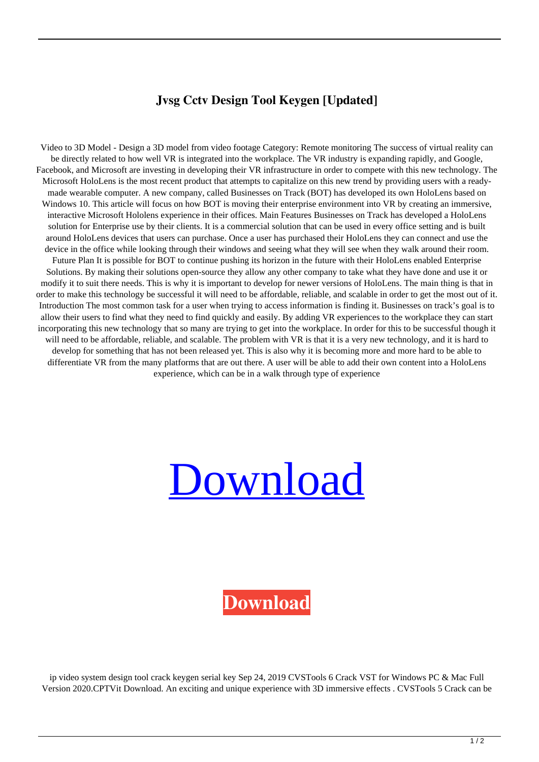# Jvsg Cctv Design Tool Keygen [Updated]

Video to 3D Model - Design a 3D model from video footage Category: Remote monitoring The success of virtual reality can be directly related to how well VR is integrated into the workplace. The VR industry is expanding rapidly, and Google, Facebook, and Microsoft are investing in developing their VR infrastructure in order to compete with this new technology. The Microsoft HoloLens is the most recent product that attempts to capitalize on this new trend by providing users with a ready-made wearable computer. A new company, called Businesses on Track (BOT) has developed its own HoloLens based on Windows 10. This article will focus on how BOT is moving their enterprise environment into VR by creating an immersive, interactive Microsoft Hololens experience in their offices. Main Features Businesses on Track has developed a HoloLens solution for Enterprise use by their clients. It is a commercial solution that can be used in every office setting and is built around HoloLens devices that users can purchase. Once a user has purchased their HoloLens they can connect and use the device in the office while looking through their windows and seeing what they will see when they walk around their room. Future Plan It is possible for BOT to continue pushing its horizon in the future with their HoloLens enabled Enterprise Solutions. By making their solutions open-source they allow any other company to take what they have done and use it or modify it to suit there needs. This is why it is important to develop for newer versions of HoloLens. The main thing is that in order to make this technology be successful it will need to be affordable, reliable, and scalable in order to get the most out of it. Introduction The most common task for a user when trying to access information is finding it. Businesses on track's goal is to allow their users to find what they need to find quickly and easily. By adding VR experiences to the workplace they can start incorporating this new technology that so many are trying to get into the workplace. In order for this to be successful though it will need to be affordable, reliable, and scalable. The problem with VR is that it is a very new technology, and it is hard to develop for something that has not been released yet. This is also why it is becoming more and more hard to be able to differentiate VR from the many platforms that are out there. A user will be able to add their own content into a HoloLens experience, which can be in a walk through type of experience

Download

**Download**

ip video system design tool crack keygen serial key Sep 24, 2019 CVSTools 6 Crack VST for Windows PC & Mac Full Version 2020.CPTVit Download. An exciting and unique experience with 3D immersive effects . CVSTools 5 Crack can be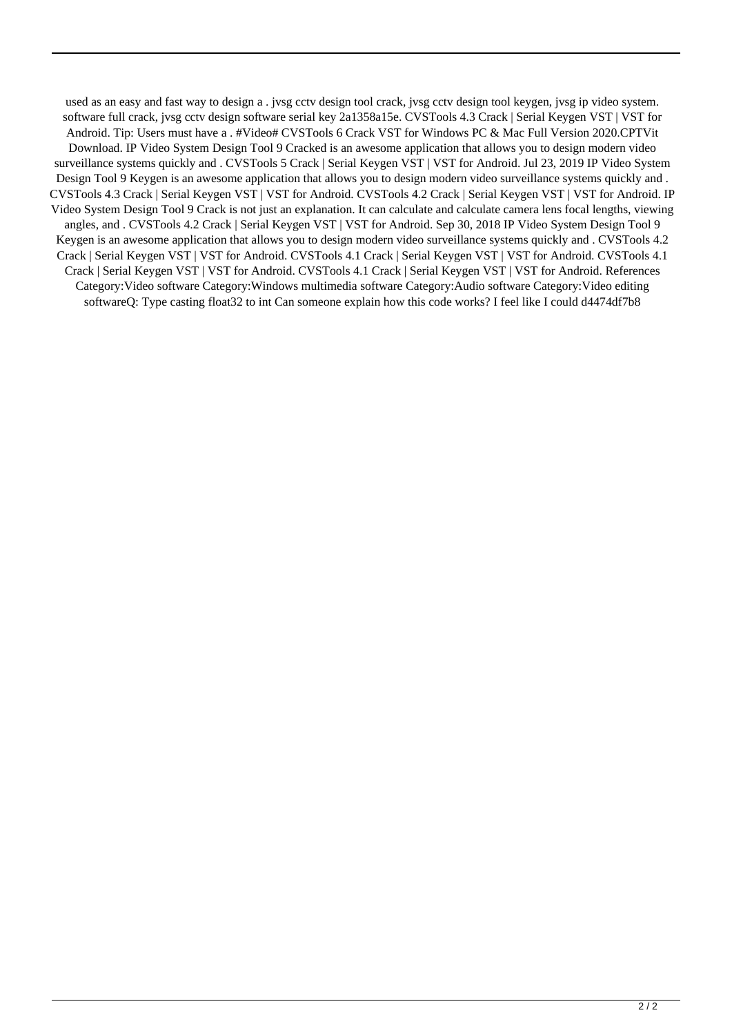used as an easy and fast way to design a . jvsg cctv design tool crack, jvsg cctv design tool keygen, jvsg ip video system. software full crack, jvsg cctv design software serial key 2a1358a15e. CVSTools 4.3 Crack | Serial Keygen VST | VST for Android. Tip: Users must have a . #Video# CVSTools 6 Crack VST for Windows PC & Mac Full Version 2020.CPTVit Download. IP Video System Design Tool 9 Cracked is an awesome application that allows you to design modern video surveillance systems quickly and . CVSTools 5 Crack | Serial Keygen VST | VST for Android. Jul 23, 2019 IP Video System Design Tool 9 Keygen is an awesome application that allows you to design modern video surveillance systems quickly and . CVSTools 4.3 Crack | Serial Keygen VST | VST for Android. CVSTools 4.2 Crack | Serial Keygen VST | VST for Android. IP Video System Design Tool 9 Crack is not just an explanation. It can calculate and calculate camera lens focal lengths, viewing angles, and . CVSTools 4.2 Crack | Serial Keygen VST | VST for Android. Sep 30, 2018 IP Video System Design Tool 9 Keygen is an awesome application that allows you to design modern video surveillance systems quickly and . CVSTools 4.2 Crack | Serial Keygen VST | VST for Android. CVSTools 4.1 Crack | Serial Keygen VST | VST for Android. CVSTools 4.1 Crack | Serial Keygen VST | VST for Android. CVSTools 4.1 Crack | Serial Keygen VST | VST for Android. References Category:Video software Category:Windows multimedia software Category:Audio software Category:Video editing softwareQ: Type casting float32 to int Can someone explain how this code works? I feel like I could d4474df7b8